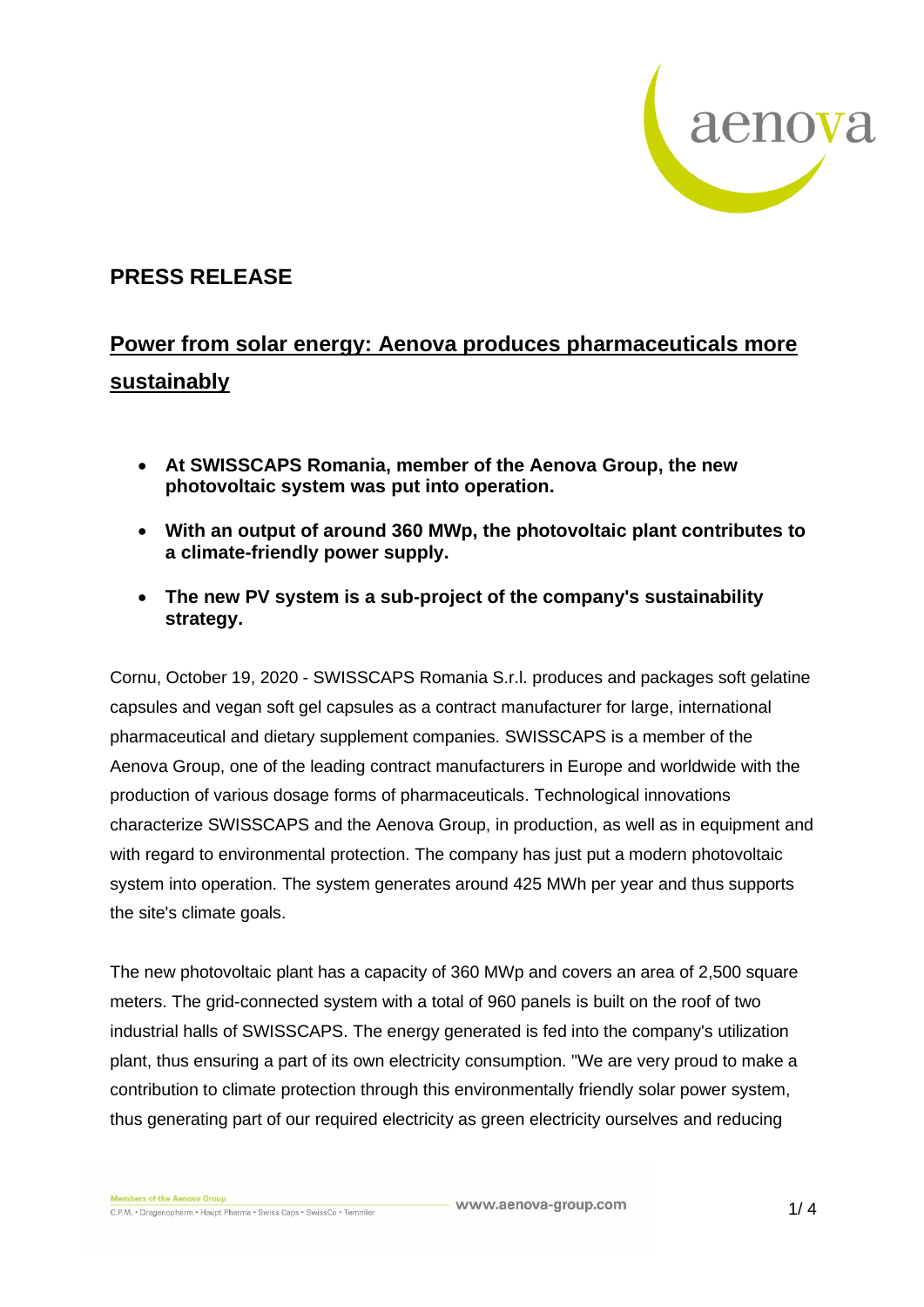## PRESS RELEASE

## Power from solar energy: Aenova produces pharmaceuticals more sustainably

- **At SWISSCAPS Romania, member of the Aenova Group, the new photovoltaic system was put into operation.**
- **With an output of around 360 MWp, the photovoltaic plant contributes to a climate-friendly power supply.**
- **The new PV system is a sub-project of the company's sustainability strategy.**

Cornu, October 19, 2020 - SWISSCAPS Romania S.r.l. produces and packages soft gelatine capsules and vegan soft gel capsules as a contract manufacturer for large, international pharmaceutical and dietary supplement companies. SWISSCAPS is a member of the Aenova Group, one of the leading contract manufacturers in Europe and worldwide with the production of various dosage forms of pharmaceuticals. Technological innovations characterize SWISSCAPS and the Aenova Group, in production, as well as in equipment and with regard to environmental protection. The company has just put a modern photovoltaic system into operation. The system generates around 425 MWh per year and thus supports the site's climate goals.

The new photovoltaic plant has a capacity of 360 MWp and covers an area of 2,500 square meters. The grid-connected system with a total of 960 panels is built on the roof of two industrial halls of SWISSCAPS. The energy generated is fed into the company's utilization plant, thus ensuring a part of its own electricity consumption. "We are very proud to make a contribution to climate protection through this environmentally friendly solar power system, thus generating part of our required electricity as green electricity ourselves and reducing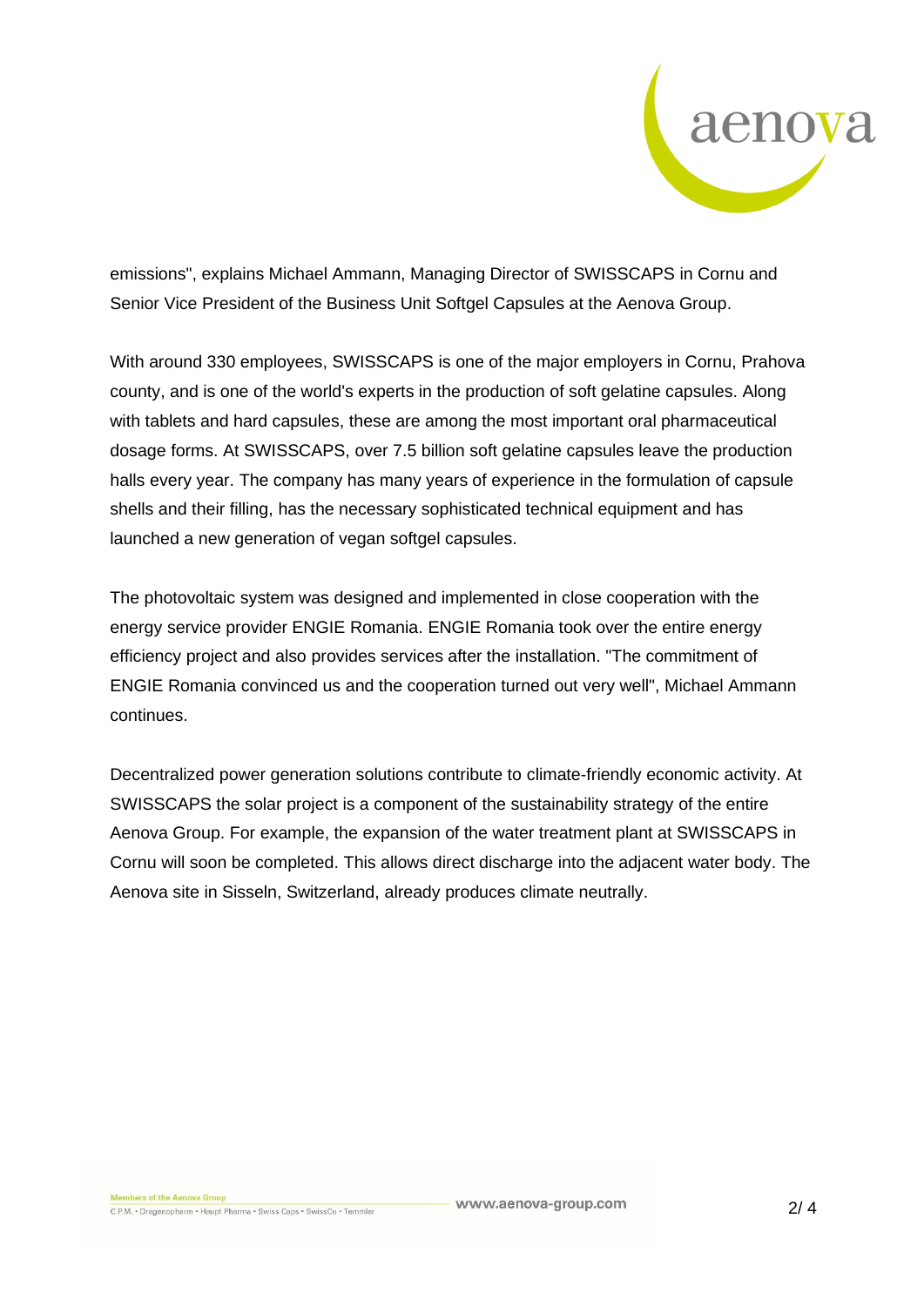emissions", explains Michael Ammann, Managing Director of SWISSCAPS in Cornu and Senior Vice President of the Business Unit Softgel Capsules at the Aenova Group.

With around 330 employees, SWISSCAPS is one of the major employers in Cornu, Prahova county, and is one of the world's experts in the production of soft gelatine capsules. Along with tablets and hard capsules, these are among the most important oral pharmaceutical dosage forms. At SWISSCAPS, over 7.5 billion soft gelatine capsules leave the production halls every year. The company has many years of experience in the formulation of capsule shells and their filling, has the necessary sophisticated technical equipment and has launched a new generation of vegan softgel capsules.

The photovoltaic system was designed and implemented in close cooperation with the energy service provider ENGIE Romania. ENGIE Romania took over the entire energy efficiency project and also provides services after the installation. "The commitment of ENGIE Romania convinced us and the cooperation turned out very well", Michael Ammann continues.

Decentralized power generation solutions contribute to climate-friendly economic activity. At SWISSCAPS the solar project is a component of the sustainability strategy of the entire Aenova Group. For example, the expansion of the water treatment plant at SWISSCAPS in Cornu will soon be completed. This allows direct discharge into the adjacent water body. The Aenova site in Sisseln, Switzerland, already produces climate neutrally.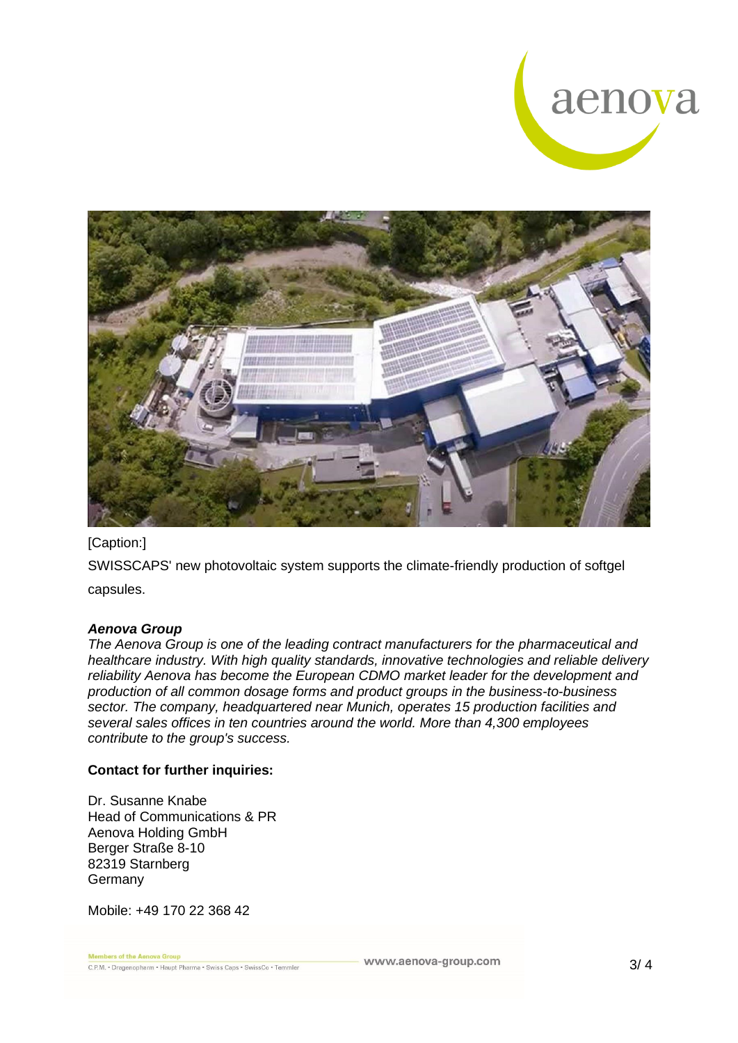[Caption:]

SWISSCAPS' new photovoltaic system supports the climate-friendly production of softgel capsules.

***Aenova Group***

*The Aenova Group is one of the leading contract manufacturers for the pharmaceutical and healthcare industry. With high quality standards, innovative technologies and reliable delivery reliability Aenova has become the European CDMO market leader for the development and production of all common dosage forms and product groups in the business-to-business sector. The company, headquartered near Munich, operates 15 production facilities and several sales offices in ten countries around the world. More than 4,300 employees contribute to the group's success.*

**Contact for further inquiries:**

Dr. Susanne Knabe
Head of Communications & PR
Aenova Holding GmbH
Berger Straße 8-10
82319 Starnberg
Germany

Mobile: +49 170 22 368 42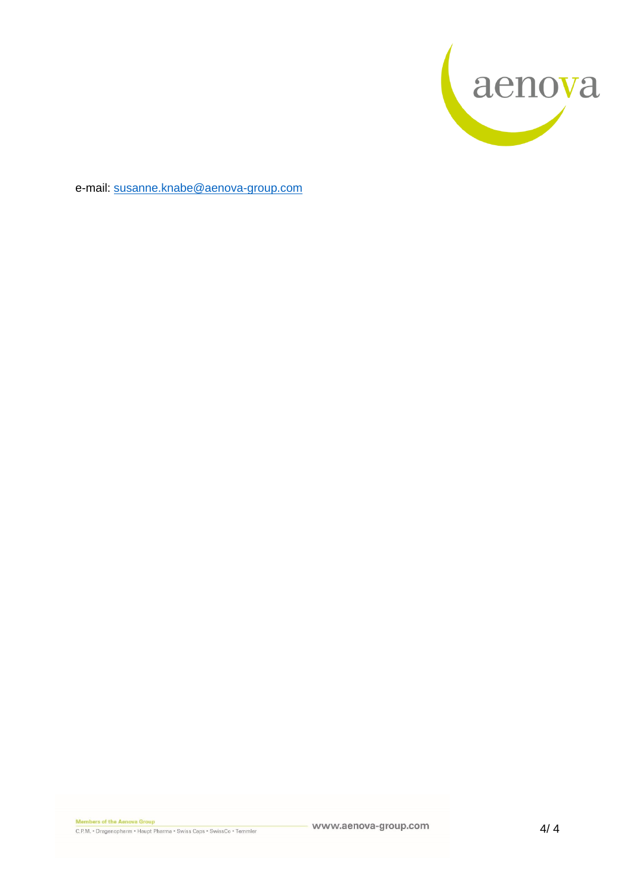e-mail: [susanne.knabe@aenova-group.com](mailto:susanne.knabe@aenova-group.com)